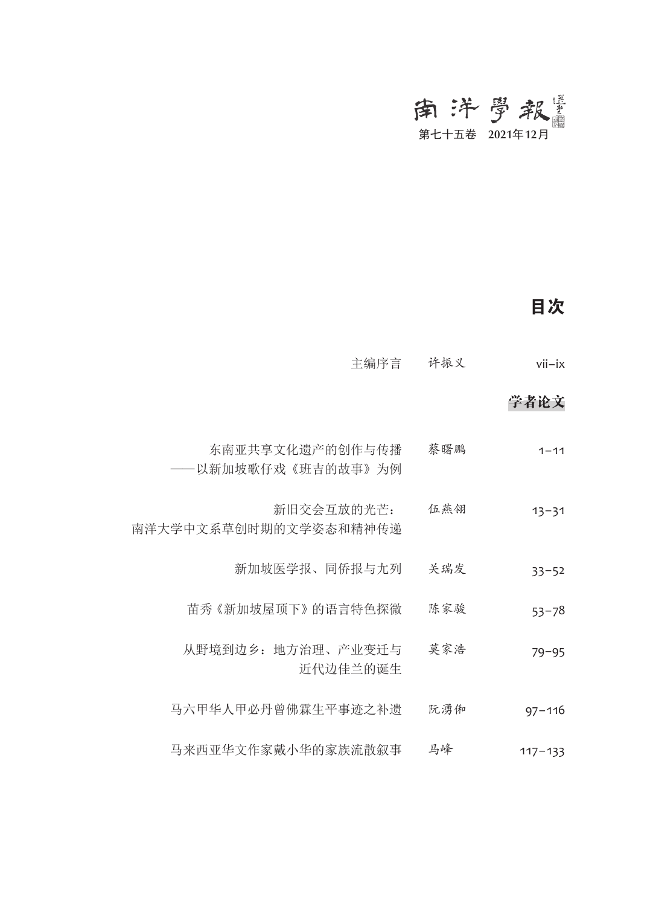# 南洋學報

**第七十五卷　2021年12月**

## 目次

| | | |
|---|---|---|
| 主编序言 | 许振义 | vii–ix |

### 学者论文

| | | |
|---|---|---|
| 东南亚共享文化遗产的创作与传播——以新加坡歌仔戏《班吉的故事》为例 | 蔡曙鹏 | 1–11 |
| 新旧交会互放的光芒：南洋大学中文系草创时期的文学姿态和精神传递 | 伍燕翎 | 13–31 |
| 新加坡医学报、同侨报与尢列 | 关瑞发 | 33–52 |
| 苗秀《新加坡屋顶下》的语言特色探微 | 陈家骏 | 53–78 |
| 从野境到边乡：地方治理、产业变迁与近代边佳兰的诞生 | 莫家浩 | 79–95 |
| 马六甲华人甲必丹曾佛霖生平事迹之补遗 | 阮湧俰 | 97–116 |
| 马来西亚华文作家戴小华的家族流散叙事 | 马峰 | 117–133 |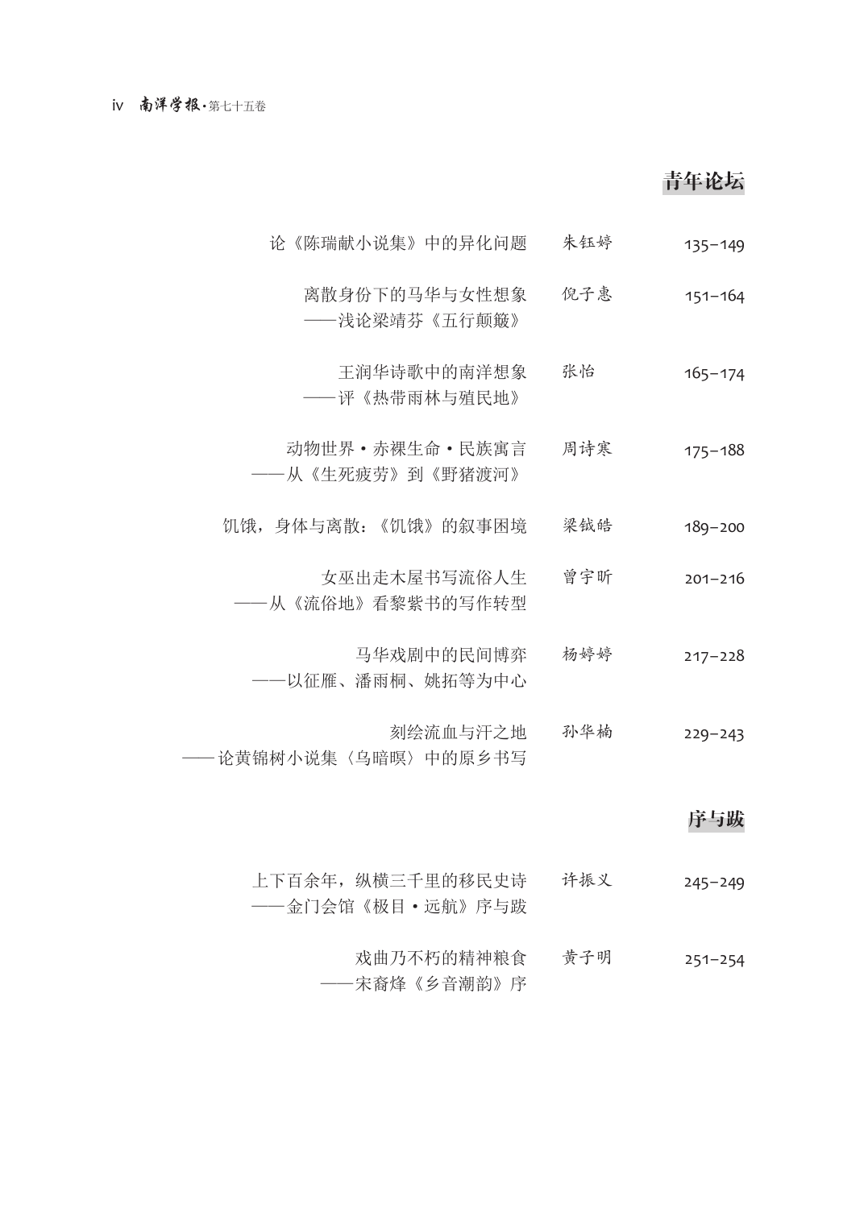## 青年论坛

| | | |
|---|---|---|
| 论《陈瑞献小说集》中的异化问题 | 朱钰婷 | 135–149 |
| 离散身份下的马华与女性想象<br>——浅论梁靖芬《五行颠簸》 | 倪子惠 | 151–164 |
| 王润华诗歌中的南洋想象<br>——评《热带雨林与殖民地》 | 张怡 | 165–174 |
| 动物世界・赤裸生命・民族寓言<br>——从《生死疲劳》到《野猪渡河》 | 周诗寒 | 175–188 |
| 饥饿，身体与离散：《饥饿》的叙事困境 | 梁钺皓 | 189–200 |
| 女巫出走木屋书写流俗人生<br>——从《流俗地》看黎紫书的写作转型 | 曾宇昕 | 201–216 |
| 马华戏剧中的民间博弈<br>——以征雁、潘雨桐、姚拓等为中心 | 杨婷婷 | 217–228 |
| 刻绘流血与汗之地<br>——论黄锦树小说集〈乌暗暝〉中的原乡书写 | 孙华楠 | 229–243 |

## 序与跋

| | | |
|---|---|---|
| 上下百余年，纵横三千里的移民史诗<br>——金门会馆《极目・远航》序与跋 | 许振义 | 245–249 |
| 戏曲乃不朽的精神粮食<br>——宋裔烽《乡音潮韵》序 | 黄子明 | 251–254 |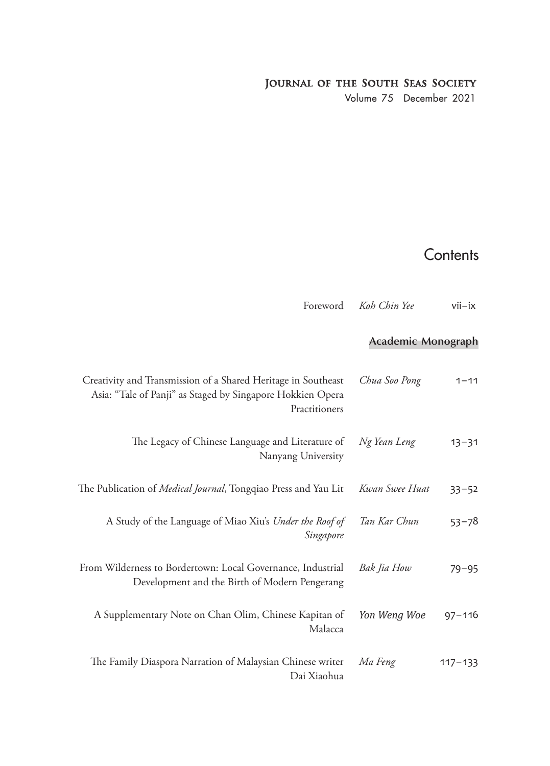# Journal of the South Seas Society

Volume 75 December 2021

## Contents

| | | |
|---|---|---|
| Foreword | *Koh Chin Yee* | vii–ix |

### Academic Monograph

| | | |
|---|---|---|
| Creativity and Transmission of a Shared Heritage in Southeast Asia: "Tale of Panji" as Staged by Singapore Hokkien Opera Practitioners | *Chua Soo Pong* | 1–11 |
| The Legacy of Chinese Language and Literature of Nanyang University | *Ng Yean Leng* | 13–31 |
| The Publication of *Medical Journal*, Tongqiao Press and Yau Lit | *Kwan Swee Huat* | 33–52 |
| A Study of the Language of Miao Xiu's *Under the Roof of Singapore* | *Tan Kar Chun* | 53–78 |
| From Wilderness to Bordertown: Local Governance, Industrial Development and the Birth of Modern Pengerang | *Bak Jia How* | 79–95 |
| A Supplementary Note on Chan Olim, Chinese Kapitan of Malacca | *Yon Weng Woe* | 97–116 |
| The Family Diaspora Narration of Malaysian Chinese writer Dai Xiaohua | *Ma Feng* | 117–133 |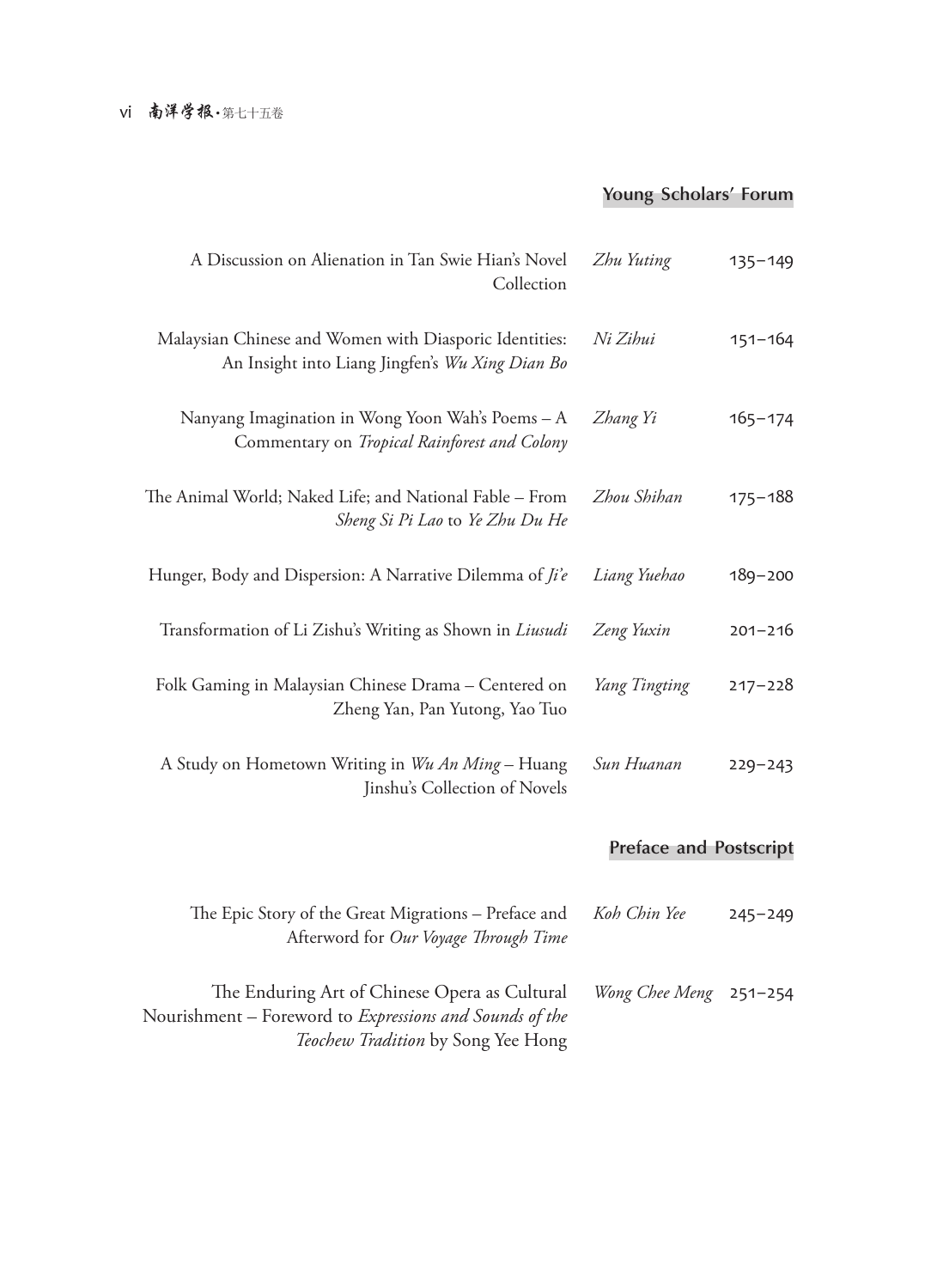## Young Scholars' Forum

| | | |
|---|---|---|
| A Discussion on Alienation in Tan Swie Hian's Novel Collection | *Zhu Yuting* | 135–149 |
| Malaysian Chinese and Women with Diasporic Identities: An Insight into Liang Jingfen's *Wu Xing Dian Bo* | *Ni Zihui* | 151–164 |
| Nanyang Imagination in Wong Yoon Wah's Poems – A Commentary on *Tropical Rainforest and Colony* | *Zhang Yi* | 165–174 |
| The Animal World; Naked Life; and National Fable – From *Sheng Si Pi Lao* to *Ye Zhu Du He* | *Zhou Shihan* | 175–188 |
| Hunger, Body and Dispersion: A Narrative Dilemma of *Ji'e* | *Liang Yuehao* | 189–200 |
| Transformation of Li Zishu's Writing as Shown in *Liusudi* | *Zeng Yuxin* | 201–216 |
| Folk Gaming in Malaysian Chinese Drama – Centered on Zheng Yan, Pan Yutong, Yao Tuo | *Yang Tingting* | 217–228 |
| A Study on Hometown Writing in *Wu An Ming* – Huang Jinshu's Collection of Novels | *Sun Huanan* | 229–243 |

## Preface and Postscript

| | | |
|---|---|---|
| The Epic Story of the Great Migrations – Preface and Afterword for *Our Voyage Through Time* | *Koh Chin Yee* | 245–249 |
| The Enduring Art of Chinese Opera as Cultural Nourishment – Foreword to *Expressions and Sounds of the Teochew Tradition* by Song Yee Hong | *Wong Chee Meng* | 251–254 |